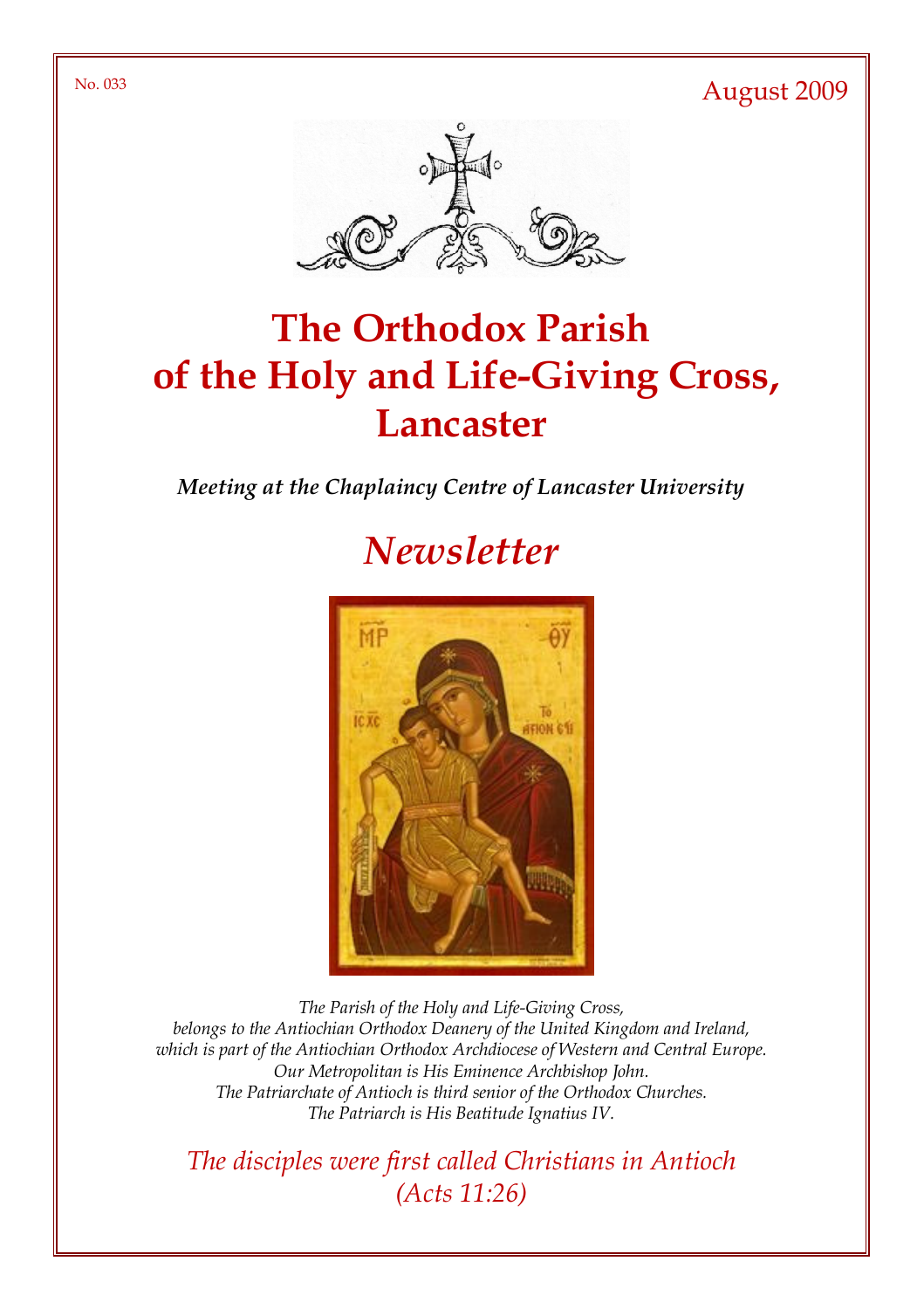No. 033

August 2009

# The Orthodox Parish of the Holy and Life-Giving Cross, Lancaster

***Meeting at the Chaplaincy Centre of Lancaster University***

## *Newsletter*

*The Parish of the Holy and Life-Giving Cross,*
*belongs to the Antiochian Orthodox Deanery of the United Kingdom and Ireland,*
*which is part of the Antiochian Orthodox Archdiocese of Western and Central Europe.*
*Our Metropolitan is His Eminence Archbishop John.*
*The Patriarchate of Antioch is third senior of the Orthodox Churches.*
*The Patriarch is His Beatitude Ignatius IV.*

*The disciples were first called Christians in Antioch*
*(Acts 11:26)*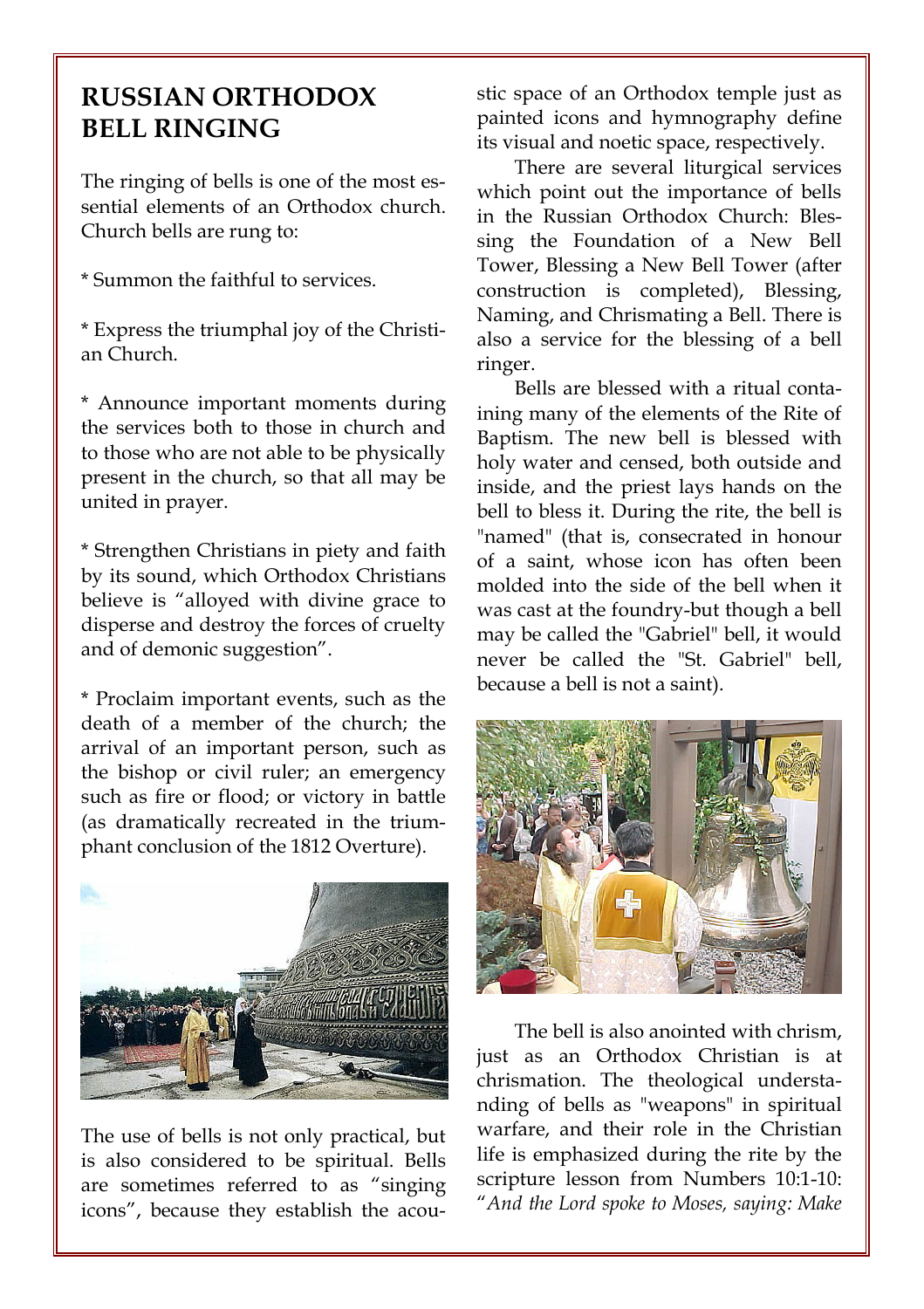# RUSSIAN ORTHODOX BELL RINGING

The ringing of bells is one of the most essential elements of an Orthodox church. Church bells are rung to:

* Summon the faithful to services.

* Express the triumphal joy of the Christian Church.

* Announce important moments during the services both to those in church and to those who are not able to be physically present in the church, so that all may be united in prayer.

* Strengthen Christians in piety and faith by its sound, which Orthodox Christians believe is "alloyed with divine grace to disperse and destroy the forces of cruelty and of demonic suggestion".

* Proclaim important events, such as the death of a member of the church; the arrival of an important person, such as the bishop or civil ruler; an emergency such as fire or flood; or victory in battle (as dramatically recreated in the triumphant conclusion of the 1812 Overture).

The use of bells is not only practical, but is also considered to be spiritual. Bells are sometimes referred to as "singing icons", because they establish the acoustic space of an Orthodox temple just as painted icons and hymnography define its visual and noetic space, respectively.

There are several liturgical services which point out the importance of bells in the Russian Orthodox Church: Blessing the Foundation of a New Bell Tower, Blessing a New Bell Tower (after construction is completed), Blessing, Naming, and Chrismating a Bell. There is also a service for the blessing of a bell ringer.

Bells are blessed with a ritual containing many of the elements of the Rite of Baptism. The new bell is blessed with holy water and censed, both outside and inside, and the priest lays hands on the bell to bless it. During the rite, the bell is "named" (that is, consecrated in honour of a saint, whose icon has often been molded into the side of the bell when it was cast at the foundry-but though a bell may be called the "Gabriel" bell, it would never be called the "St. Gabriel" bell, because a bell is not a saint).

The bell is also anointed with chrism, just as an Orthodox Christian is at chrismation. The theological understanding of bells as "weapons" in spiritual warfare, and their role in the Christian life is emphasized during the rite by the scripture lesson from Numbers 10:1-10: "*And the Lord spoke to Moses, saying: Make*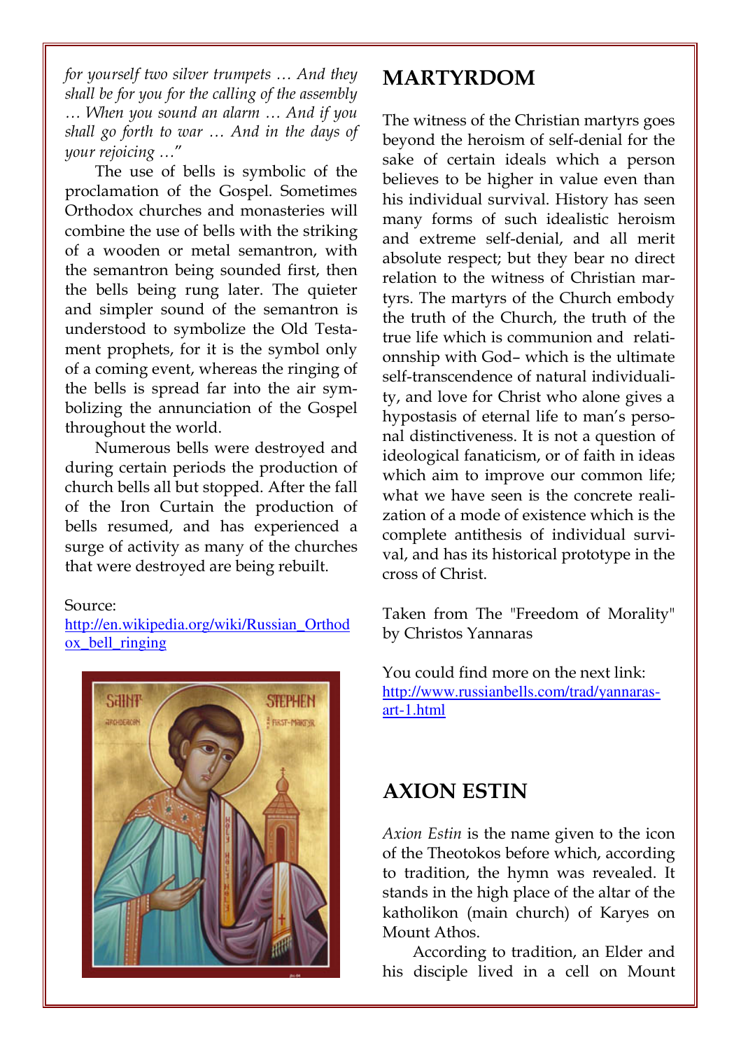*for yourself two silver trumpets … And they shall be for you for the calling of the assembly … When you sound an alarm … And if you shall go forth to war … And in the days of your rejoicing …*"

The use of bells is symbolic of the proclamation of the Gospel. Sometimes Orthodox churches and monasteries will combine the use of bells with the striking of a wooden or metal semantron, with the semantron being sounded first, then the bells being rung later. The quieter and simpler sound of the semantron is understood to symbolize the Old Testament prophets, for it is the symbol only of a coming event, whereas the ringing of the bells is spread far into the air symbolizing the annunciation of the Gospel throughout the world.

Numerous bells were destroyed and during certain periods the production of church bells all but stopped. After the fall of the Iron Curtain the production of bells resumed, and has experienced a surge of activity as many of the churches that were destroyed are being rebuilt.

Source:
[http://en.wikipedia.org/wiki/Russian_Orthodox_bell_ringing](http://en.wikipedia.org/wiki/Russian_Orthodox_bell_ringing)

## MARTYRDOM

The witness of the Christian martyrs goes beyond the heroism of self-denial for the sake of certain ideals which a person believes to be higher in value even than his individual survival. History has seen many forms of such idealistic heroism and extreme self-denial, and all merit absolute respect; but they bear no direct relation to the witness of Christian martyrs. The martyrs of the Church embody the truth of the Church, the truth of the true life which is communion and relationship with God– which is the ultimate self-transcendence of natural individuality, and love for Christ who alone gives a hypostasis of eternal life to man's personal distinctiveness. It is not a question of ideological fanaticism, or of faith in ideas which aim to improve our common life; what we have seen is the concrete realization of a mode of existence which is the complete antithesis of individual survival, and has its historical prototype in the cross of Christ.

Taken from The "Freedom of Morality" by Christos Yannaras

You could find more on the next link:
[http://www.russianbells.com/trad/yannaras-art-1.html](http://www.russianbells.com/trad/yannaras-art-1.html)

## AXION ESTIN

*Axion Estin* is the name given to the icon of the Theotokos before which, according to tradition, the hymn was revealed. It stands in the high place of the altar of the katholikon (main church) of Karyes on Mount Athos.

According to tradition, an Elder and his disciple lived in a cell on Mount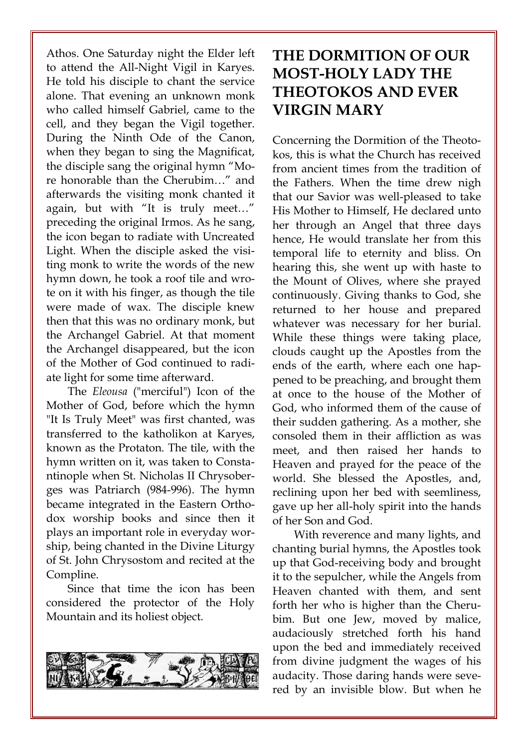Athos. One Saturday night the Elder left to attend the All-Night Vigil in Karyes. He told his disciple to chant the service alone. That evening an unknown monk who called himself Gabriel, came to the cell, and they began the Vigil together. During the Ninth Ode of the Canon, when they began to sing the Magnificat, the disciple sang the original hymn "More honorable than the Cherubim…" and afterwards the visiting monk chanted it again, but with "It is truly meet…" preceding the original Irmos. As he sang, the icon began to radiate with Uncreated Light. When the disciple asked the visiting monk to write the words of the new hymn down, he took a roof tile and wrote on it with his finger, as though the tile were made of wax. The disciple knew then that this was no ordinary monk, but the Archangel Gabriel. At that moment the Archangel disappeared, but the icon of the Mother of God continued to radiate light for some time afterward.

The *Eleousa* ("merciful") Icon of the Mother of God, before which the hymn "It Is Truly Meet" was first chanted, was transferred to the katholikon at Karyes, known as the Protaton. The tile, with the hymn written on it, was taken to Constantinople when St. Nicholas II Chrysoberges was Patriarch (984-996). The hymn became integrated in the Eastern Orthodox worship books and since then it plays an important role in everyday worship, being chanted in the Divine Liturgy of St. John Chrysostom and recited at the Compline.

Since that time the icon has been considered the protector of the Holy Mountain and its holiest object.

# THE DORMITION OF OUR MOST-HOLY LADY THE THEOTOKOS AND EVER VIRGIN MARY

Concerning the Dormition of the Theotokos, this is what the Church has received from ancient times from the tradition of the Fathers. When the time drew nigh that our Savior was well-pleased to take His Mother to Himself, He declared unto her through an Angel that three days hence, He would translate her from this temporal life to eternity and bliss. On hearing this, she went up with haste to the Mount of Olives, where she prayed continuously. Giving thanks to God, she returned to her house and prepared whatever was necessary for her burial. While these things were taking place, clouds caught up the Apostles from the ends of the earth, where each one happened to be preaching, and brought them at once to the house of the Mother of God, who informed them of the cause of their sudden gathering. As a mother, she consoled them in their affliction as was meet, and then raised her hands to Heaven and prayed for the peace of the world. She blessed the Apostles, and, reclining upon her bed with seemliness, gave up her all-holy spirit into the hands of her Son and God.

With reverence and many lights, and chanting burial hymns, the Apostles took up that God-receiving body and brought it to the sepulcher, while the Angels from Heaven chanted with them, and sent forth her who is higher than the Cherubim. But one Jew, moved by malice, audaciously stretched forth his hand upon the bed and immediately received from divine judgment the wages of his audacity. Those daring hands were severed by an invisible blow. But when he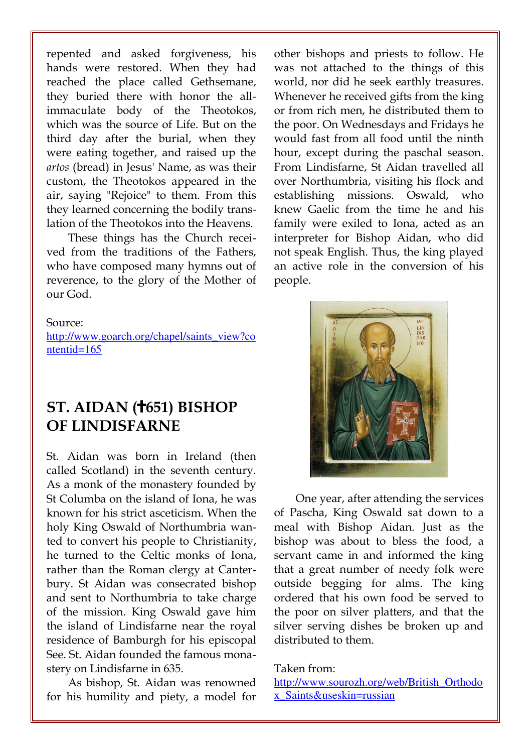repented and asked forgiveness, his hands were restored. When they had reached the place called Gethsemane, they buried there with honor the all-immaculate body of the Theotokos, which was the source of Life. But on the third day after the burial, when they were eating together, and raised up the *artos* (bread) in Jesus' Name, as was their custom, the Theotokos appeared in the air, saying "Rejoice" to them. From this they learned concerning the bodily translation of the Theotokos into the Heavens.

These things has the Church received from the traditions of the Fathers, who have composed many hymns out of reverence, to the glory of the Mother of our God.

Source:
http://www.goarch.org/chapel/saints_view?contentid=165

## ST. AIDAN (✝651) BISHOP OF LINDISFARNE

St. Aidan was born in Ireland (then called Scotland) in the seventh century. As a monk of the monastery founded by St Columba on the island of Iona, he was known for his strict asceticism. When the holy King Oswald of Northumbria wanted to convert his people to Christianity, he turned to the Celtic monks of Iona, rather than the Roman clergy at Canterbury. St Aidan was consecrated bishop and sent to Northumbria to take charge of the mission. King Oswald gave him the island of Lindisfarne near the royal residence of Bamburgh for his episcopal See. St. Aidan founded the famous monastery on Lindisfarne in 635.

As bishop, St. Aidan was renowned for his humility and piety, a model for other bishops and priests to follow. He was not attached to the things of this world, nor did he seek earthly treasures. Whenever he received gifts from the king or from rich men, he distributed them to the poor. On Wednesdays and Fridays he would fast from all food until the ninth hour, except during the paschal season. From Lindisfarne, St Aidan travelled all over Northumbria, visiting his flock and establishing missions. Oswald, who knew Gaelic from the time he and his family were exiled to Iona, acted as an interpreter for Bishop Aidan, who did not speak English. Thus, the king played an active role in the conversion of his people.

One year, after attending the services of Pascha, King Oswald sat down to a meal with Bishop Aidan. Just as the bishop was about to bless the food, a servant came in and informed the king that a great number of needy folk were outside begging for alms. The king ordered that his own food be served to the poor on silver platters, and that the silver serving dishes be broken up and distributed to them.

Taken from:
http://www.sourozh.org/web/British_Orthodox_Saints&useskin=russian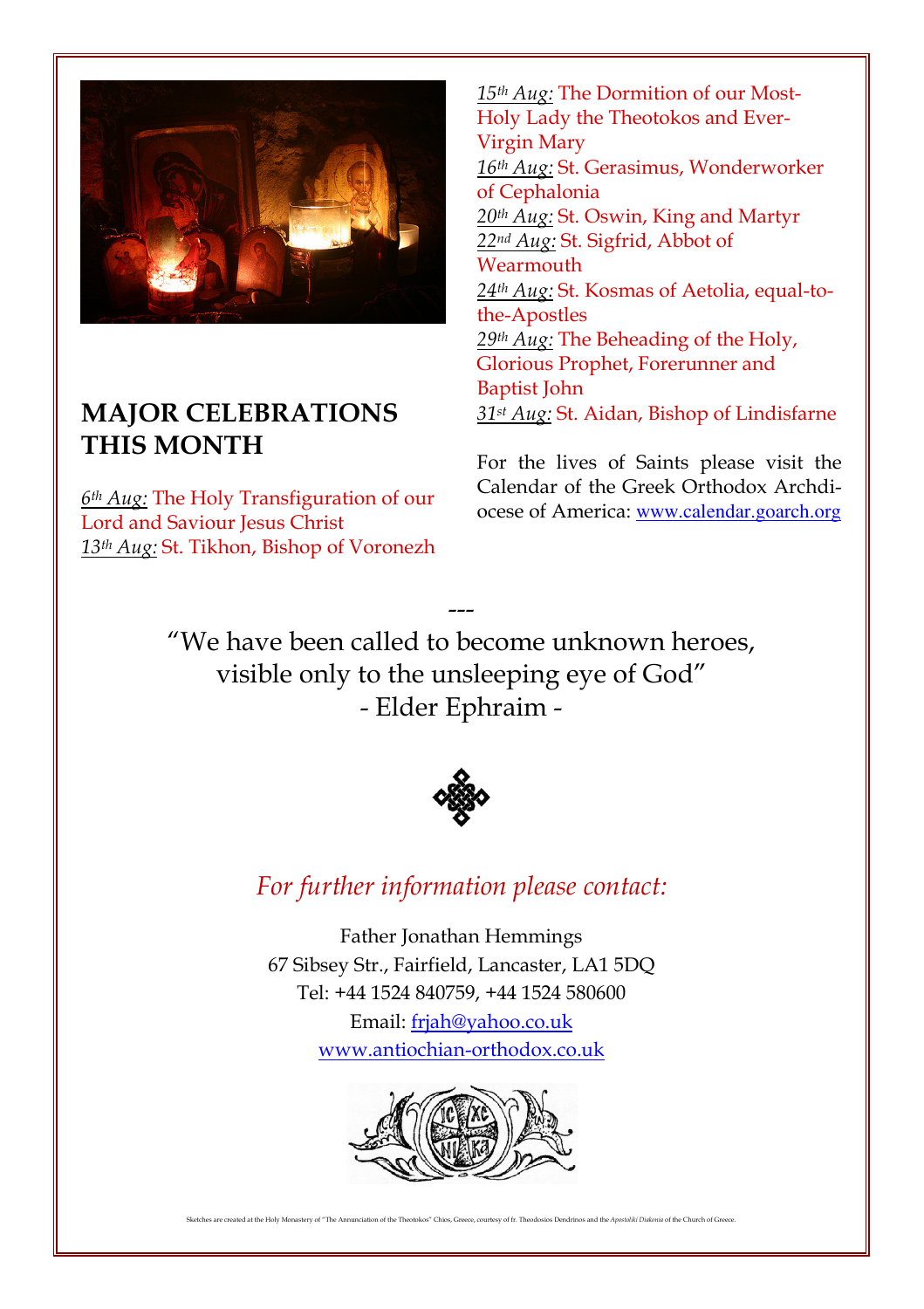## MAJOR CELEBRATIONS THIS MONTH

*6th Aug:* The Holy Transfiguration of our Lord and Saviour Jesus Christ
*13th Aug:* St. Tikhon, Bishop of Voronezh
*15th Aug:* The Dormition of our Most-Holy Lady the Theotokos and Ever-Virgin Mary
*16th Aug:* St. Gerasimus, Wonderworker of Cephalonia
*20th Aug:* St. Oswin, King and Martyr
*22nd Aug:* St. Sigfrid, Abbot of Wearmouth
*24th Aug:* St. Kosmas of Aetolia, equal-to-the-Apostles
*29th Aug:* The Beheading of the Holy, Glorious Prophet, Forerunner and Baptist John
*31st Aug:* St. Aidan, Bishop of Lindisfarne

For the lives of Saints please visit the Calendar of the Greek Orthodox Archdiocese of America: www.calendar.goarch.org

---

"We have been called to become unknown heroes, visible only to the unsleeping eye of God"
- Elder Ephraim -

*For further information please contact:*

Father Jonathan Hemmings
67 Sibsey Str., Fairfield, Lancaster, LA1 5DQ
Tel: +44 1524 840759, +44 1524 580600
Email: frjah@yahoo.co.uk
www.antiochian-orthodox.co.uk

Sketches are created at the Holy Monastery of "The Annunciation of the Theotokos" Chios, Greece, courtesy of fr. Theodosios Dendrinos and the *Apostoliki Diakonia* of the Church of Greece.